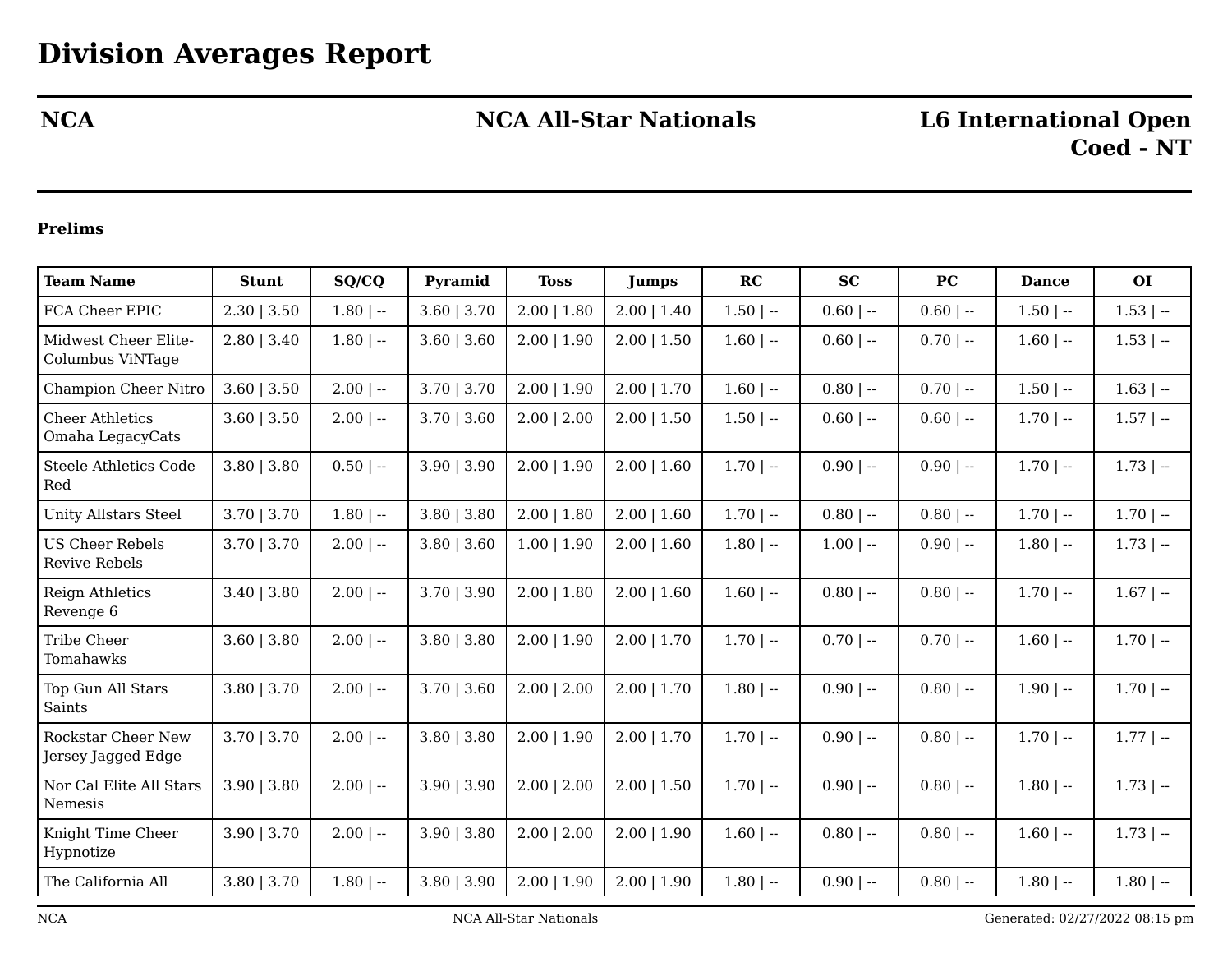# Division Averages Report

**NCA** — **NCA All-Star Nationals** — **L6 International Open Coed - NT**

### Prelims

| Team Name | Stunt | SQ/CQ | Pyramid | Toss | Jumps | RC | SC | PC | Dance | OI |
|---|---|---|---|---|---|---|---|---|---|---|
| FCA Cheer EPIC | 2.30 \| 3.50 | 1.80 \| -- | 3.60 \| 3.70 | 2.00 \| 1.80 | 2.00 \| 1.40 | 1.50 \| -- | 0.60 \| -- | 0.60 \| -- | 1.50 \| -- | 1.53 \| -- |
| Midwest Cheer Elite-Columbus ViNTage | 2.80 \| 3.40 | 1.80 \| -- | 3.60 \| 3.60 | 2.00 \| 1.90 | 2.00 \| 1.50 | 1.60 \| -- | 0.60 \| -- | 0.70 \| -- | 1.60 \| -- | 1.53 \| -- |
| Champion Cheer Nitro | 3.60 \| 3.50 | 2.00 \| -- | 3.70 \| 3.70 | 2.00 \| 1.90 | 2.00 \| 1.70 | 1.60 \| -- | 0.80 \| -- | 0.70 \| -- | 1.50 \| -- | 1.63 \| -- |
| Cheer Athletics Omaha LegacyCats | 3.60 \| 3.50 | 2.00 \| -- | 3.70 \| 3.60 | 2.00 \| 2.00 | 2.00 \| 1.50 | 1.50 \| -- | 0.60 \| -- | 0.60 \| -- | 1.70 \| -- | 1.57 \| -- |
| Steele Athletics Code Red | 3.80 \| 3.80 | 0.50 \| -- | 3.90 \| 3.90 | 2.00 \| 1.90 | 2.00 \| 1.60 | 1.70 \| -- | 0.90 \| -- | 0.90 \| -- | 1.70 \| -- | 1.73 \| -- |
| Unity Allstars Steel | 3.70 \| 3.70 | 1.80 \| -- | 3.80 \| 3.80 | 2.00 \| 1.80 | 2.00 \| 1.60 | 1.70 \| -- | 0.80 \| -- | 0.80 \| -- | 1.70 \| -- | 1.70 \| -- |
| US Cheer Rebels Revive Rebels | 3.70 \| 3.70 | 2.00 \| -- | 3.80 \| 3.60 | 1.00 \| 1.90 | 2.00 \| 1.60 | 1.80 \| -- | 1.00 \| -- | 0.90 \| -- | 1.80 \| -- | 1.73 \| -- |
| Reign Athletics Revenge 6 | 3.40 \| 3.80 | 2.00 \| -- | 3.70 \| 3.90 | 2.00 \| 1.80 | 2.00 \| 1.60 | 1.60 \| -- | 0.80 \| -- | 0.80 \| -- | 1.70 \| -- | 1.67 \| -- |
| Tribe Cheer Tomahawks | 3.60 \| 3.80 | 2.00 \| -- | 3.80 \| 3.80 | 2.00 \| 1.90 | 2.00 \| 1.70 | 1.70 \| -- | 0.70 \| -- | 0.70 \| -- | 1.60 \| -- | 1.70 \| -- |
| Top Gun All Stars Saints | 3.80 \| 3.70 | 2.00 \| -- | 3.70 \| 3.60 | 2.00 \| 2.00 | 2.00 \| 1.70 | 1.80 \| -- | 0.90 \| -- | 0.80 \| -- | 1.90 \| -- | 1.70 \| -- |
| Rockstar Cheer New Jersey Jagged Edge | 3.70 \| 3.70 | 2.00 \| -- | 3.80 \| 3.80 | 2.00 \| 1.90 | 2.00 \| 1.70 | 1.70 \| -- | 0.90 \| -- | 0.80 \| -- | 1.70 \| -- | 1.77 \| -- |
| Nor Cal Elite All Stars Nemesis | 3.90 \| 3.80 | 2.00 \| -- | 3.90 \| 3.90 | 2.00 \| 2.00 | 2.00 \| 1.50 | 1.70 \| -- | 0.90 \| -- | 0.80 \| -- | 1.80 \| -- | 1.73 \| -- |
| Knight Time Cheer Hypnotize | 3.90 \| 3.70 | 2.00 \| -- | 3.90 \| 3.80 | 2.00 \| 2.00 | 2.00 \| 1.90 | 1.60 \| -- | 0.80 \| -- | 0.80 \| -- | 1.60 \| -- | 1.73 \| -- |
| The California All | 3.80 \| 3.70 | 1.80 \| -- | 3.80 \| 3.90 | 2.00 \| 1.90 | 2.00 \| 1.90 | 1.80 \| -- | 0.90 \| -- | 0.80 \| -- | 1.80 \| -- | 1.80 \| -- |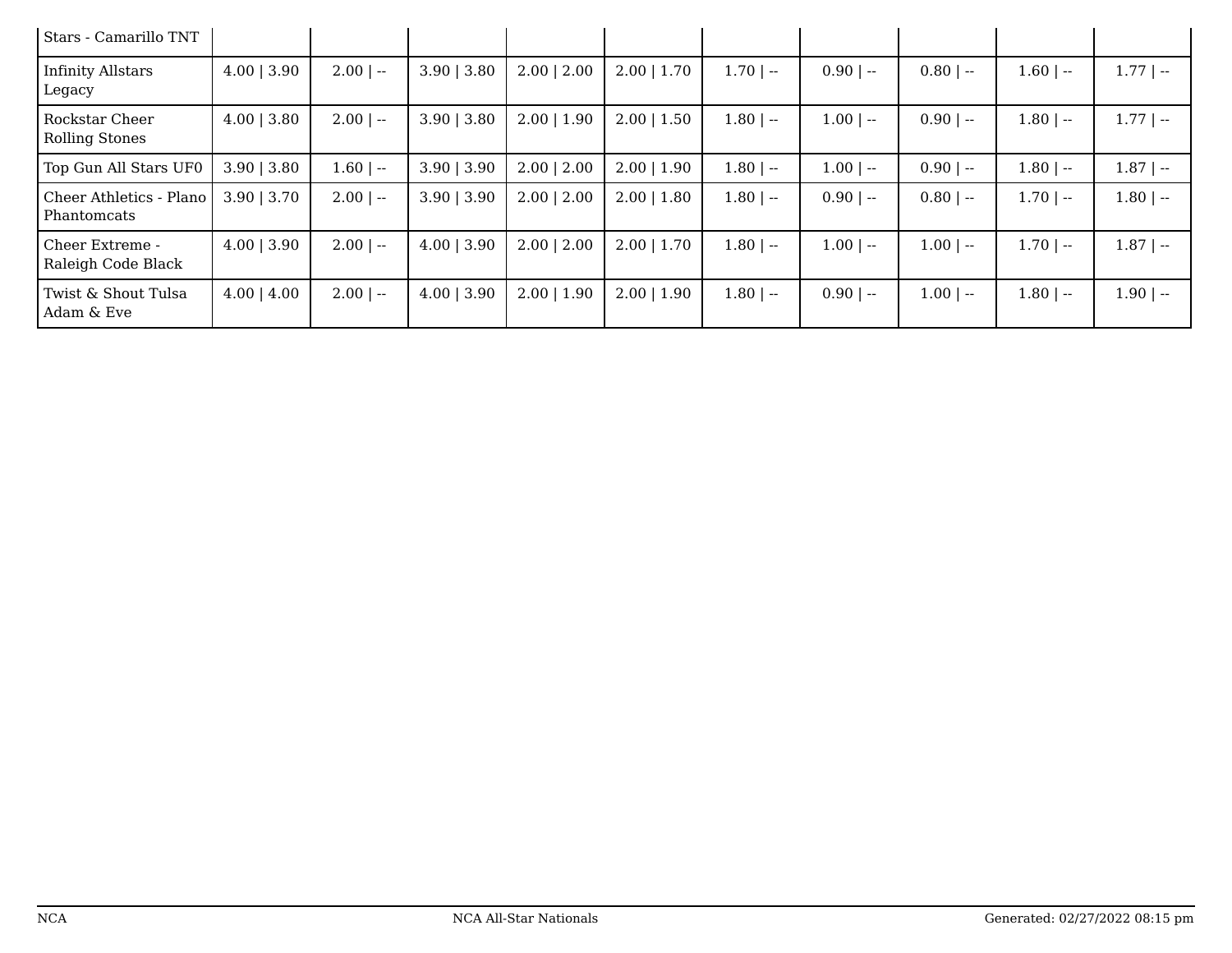| | | | | | | | | | | |
|---|---|---|---|---|---|---|---|---|---|---|
| Stars - Camarillo TNT | | | | | | | | | | |
| Infinity Allstars Legacy | 4.00 \| 3.90 | 2.00 \| -- | 3.90 \| 3.80 | 2.00 \| 2.00 | 2.00 \| 1.70 | 1.70 \| -- | 0.90 \| -- | 0.80 \| -- | 1.60 \| -- | 1.77 \| -- |
| Rockstar Cheer Rolling Stones | 4.00 \| 3.80 | 2.00 \| -- | 3.90 \| 3.80 | 2.00 \| 1.90 | 2.00 \| 1.50 | 1.80 \| -- | 1.00 \| -- | 0.90 \| -- | 1.80 \| -- | 1.77 \| -- |
| Top Gun All Stars UF0 | 3.90 \| 3.80 | 1.60 \| -- | 3.90 \| 3.90 | 2.00 \| 2.00 | 2.00 \| 1.90 | 1.80 \| -- | 1.00 \| -- | 0.90 \| -- | 1.80 \| -- | 1.87 \| -- |
| Cheer Athletics - Plano Phantomcats | 3.90 \| 3.70 | 2.00 \| -- | 3.90 \| 3.90 | 2.00 \| 2.00 | 2.00 \| 1.80 | 1.80 \| -- | 0.90 \| -- | 0.80 \| -- | 1.70 \| -- | 1.80 \| -- |
| Cheer Extreme - Raleigh Code Black | 4.00 \| 3.90 | 2.00 \| -- | 4.00 \| 3.90 | 2.00 \| 2.00 | 2.00 \| 1.70 | 1.80 \| -- | 1.00 \| -- | 1.00 \| -- | 1.70 \| -- | 1.87 \| -- |
| Twist & Shout Tulsa Adam & Eve | 4.00 \| 4.00 | 2.00 \| -- | 4.00 \| 3.90 | 2.00 \| 1.90 | 2.00 \| 1.90 | 1.80 \| -- | 0.90 \| -- | 1.00 \| -- | 1.80 \| -- | 1.90 \| -- |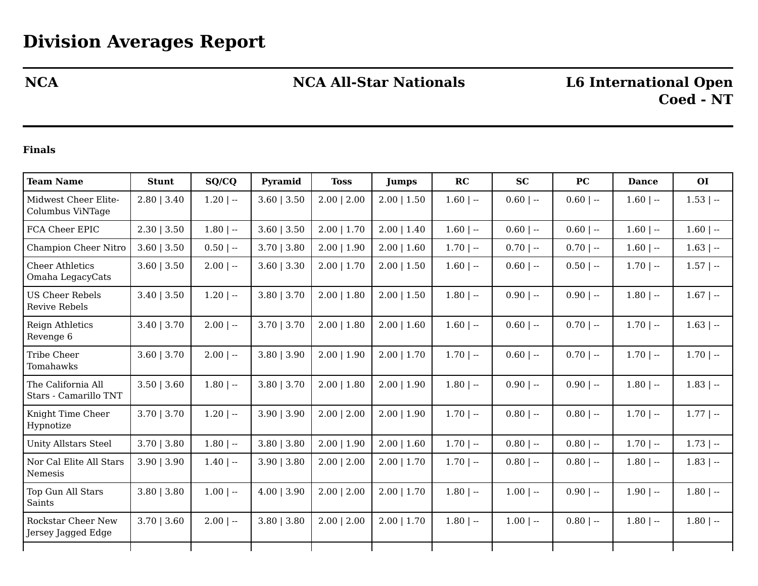# Division Averages Report

**NCA** | **NCA All-Star Nationals** | **L6 International Open Coed - NT**

**Finals**

| Team Name | Stunt | SQ/CQ | Pyramid | Toss | Jumps | RC | SC | PC | Dance | OI |
|---|---|---|---|---|---|---|---|---|---|---|
| Midwest Cheer Elite-Columbus ViNTage | 2.80 &#124; 3.40 | 1.20 &#124; -- | 3.60 &#124; 3.50 | 2.00 &#124; 2.00 | 2.00 &#124; 1.50 | 1.60 &#124; -- | 0.60 &#124; -- | 0.60 &#124; -- | 1.60 &#124; -- | 1.53 &#124; -- |
| FCA Cheer EPIC | 2.30 &#124; 3.50 | 1.80 &#124; -- | 3.60 &#124; 3.50 | 2.00 &#124; 1.70 | 2.00 &#124; 1.40 | 1.60 &#124; -- | 0.60 &#124; -- | 0.60 &#124; -- | 1.60 &#124; -- | 1.60 &#124; -- |
| Champion Cheer Nitro | 3.60 &#124; 3.50 | 0.50 &#124; -- | 3.70 &#124; 3.80 | 2.00 &#124; 1.90 | 2.00 &#124; 1.60 | 1.70 &#124; -- | 0.70 &#124; -- | 0.70 &#124; -- | 1.60 &#124; -- | 1.63 &#124; -- |
| Cheer Athletics Omaha LegacyCats | 3.60 &#124; 3.50 | 2.00 &#124; -- | 3.60 &#124; 3.30 | 2.00 &#124; 1.70 | 2.00 &#124; 1.50 | 1.60 &#124; -- | 0.60 &#124; -- | 0.50 &#124; -- | 1.70 &#124; -- | 1.57 &#124; -- |
| US Cheer Rebels Revive Rebels | 3.40 &#124; 3.50 | 1.20 &#124; -- | 3.80 &#124; 3.70 | 2.00 &#124; 1.80 | 2.00 &#124; 1.50 | 1.80 &#124; -- | 0.90 &#124; -- | 0.90 &#124; -- | 1.80 &#124; -- | 1.67 &#124; -- |
| Reign Athletics Revenge 6 | 3.40 &#124; 3.70 | 2.00 &#124; -- | 3.70 &#124; 3.70 | 2.00 &#124; 1.80 | 2.00 &#124; 1.60 | 1.60 &#124; -- | 0.60 &#124; -- | 0.70 &#124; -- | 1.70 &#124; -- | 1.63 &#124; -- |
| Tribe Cheer Tomahawks | 3.60 &#124; 3.70 | 2.00 &#124; -- | 3.80 &#124; 3.90 | 2.00 &#124; 1.90 | 2.00 &#124; 1.70 | 1.70 &#124; -- | 0.60 &#124; -- | 0.70 &#124; -- | 1.70 &#124; -- | 1.70 &#124; -- |
| The California All Stars - Camarillo TNT | 3.50 &#124; 3.60 | 1.80 &#124; -- | 3.80 &#124; 3.70 | 2.00 &#124; 1.80 | 2.00 &#124; 1.90 | 1.80 &#124; -- | 0.90 &#124; -- | 0.90 &#124; -- | 1.80 &#124; -- | 1.83 &#124; -- |
| Knight Time Cheer Hypnotize | 3.70 &#124; 3.70 | 1.20 &#124; -- | 3.90 &#124; 3.90 | 2.00 &#124; 2.00 | 2.00 &#124; 1.90 | 1.70 &#124; -- | 0.80 &#124; -- | 0.80 &#124; -- | 1.70 &#124; -- | 1.77 &#124; -- |
| Unity Allstars Steel | 3.70 &#124; 3.80 | 1.80 &#124; -- | 3.80 &#124; 3.80 | 2.00 &#124; 1.90 | 2.00 &#124; 1.60 | 1.70 &#124; -- | 0.80 &#124; -- | 0.80 &#124; -- | 1.70 &#124; -- | 1.73 &#124; -- |
| Nor Cal Elite All Stars Nemesis | 3.90 &#124; 3.90 | 1.40 &#124; -- | 3.90 &#124; 3.80 | 2.00 &#124; 2.00 | 2.00 &#124; 1.70 | 1.70 &#124; -- | 0.80 &#124; -- | 0.80 &#124; -- | 1.80 &#124; -- | 1.83 &#124; -- |
| Top Gun All Stars Saints | 3.80 &#124; 3.80 | 1.00 &#124; -- | 4.00 &#124; 3.90 | 2.00 &#124; 2.00 | 2.00 &#124; 1.70 | 1.80 &#124; -- | 1.00 &#124; -- | 0.90 &#124; -- | 1.90 &#124; -- | 1.80 &#124; -- |
| Rockstar Cheer New Jersey Jagged Edge | 3.70 &#124; 3.60 | 2.00 &#124; -- | 3.80 &#124; 3.80 | 2.00 &#124; 2.00 | 2.00 &#124; 1.70 | 1.80 &#124; -- | 1.00 &#124; -- | 0.80 &#124; -- | 1.80 &#124; -- | 1.80 &#124; -- |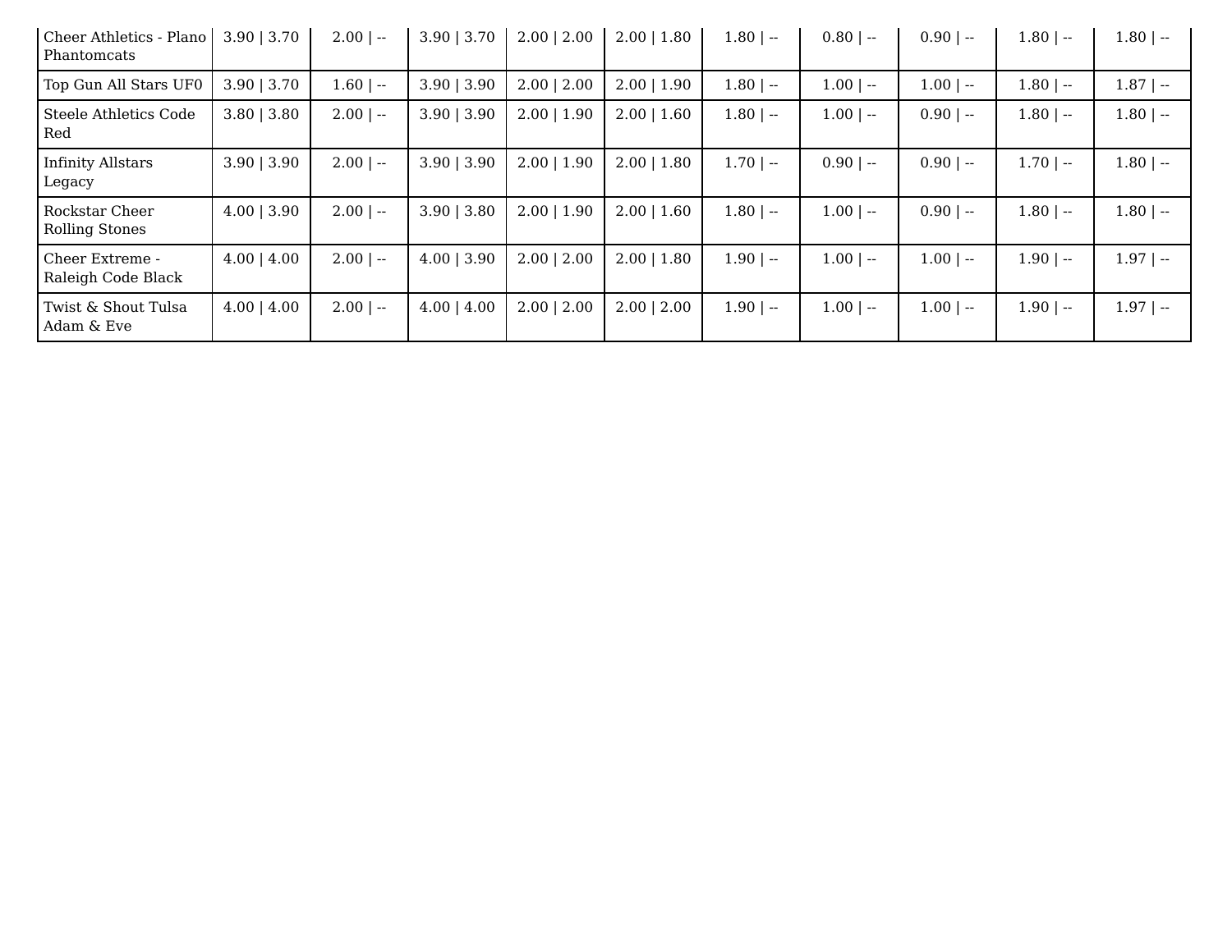| | | | | | | | | | | |
|---|---|---|---|---|---|---|---|---|---|---|
| Cheer Athletics - Plano Phantomcats | 3.90 \| 3.70 | 2.00 \| -- | 3.90 \| 3.70 | 2.00 \| 2.00 | 2.00 \| 1.80 | 1.80 \| -- | 0.80 \| -- | 0.90 \| -- | 1.80 \| -- | 1.80 \| -- |
| Top Gun All Stars UF0 | 3.90 \| 3.70 | 1.60 \| -- | 3.90 \| 3.90 | 2.00 \| 2.00 | 2.00 \| 1.90 | 1.80 \| -- | 1.00 \| -- | 1.00 \| -- | 1.80 \| -- | 1.87 \| -- |
| Steele Athletics Code Red | 3.80 \| 3.80 | 2.00 \| -- | 3.90 \| 3.90 | 2.00 \| 1.90 | 2.00 \| 1.60 | 1.80 \| -- | 1.00 \| -- | 0.90 \| -- | 1.80 \| -- | 1.80 \| -- |
| Infinity Allstars Legacy | 3.90 \| 3.90 | 2.00 \| -- | 3.90 \| 3.90 | 2.00 \| 1.90 | 2.00 \| 1.80 | 1.70 \| -- | 0.90 \| -- | 0.90 \| -- | 1.70 \| -- | 1.80 \| -- |
| Rockstar Cheer Rolling Stones | 4.00 \| 3.90 | 2.00 \| -- | 3.90 \| 3.80 | 2.00 \| 1.90 | 2.00 \| 1.60 | 1.80 \| -- | 1.00 \| -- | 0.90 \| -- | 1.80 \| -- | 1.80 \| -- |
| Cheer Extreme - Raleigh Code Black | 4.00 \| 4.00 | 2.00 \| -- | 4.00 \| 3.90 | 2.00 \| 2.00 | 2.00 \| 1.80 | 1.90 \| -- | 1.00 \| -- | 1.00 \| -- | 1.90 \| -- | 1.97 \| -- |
| Twist & Shout Tulsa Adam & Eve | 4.00 \| 4.00 | 2.00 \| -- | 4.00 \| 4.00 | 2.00 \| 2.00 | 2.00 \| 2.00 | 1.90 \| -- | 1.00 \| -- | 1.00 \| -- | 1.90 \| -- | 1.97 \| -- |